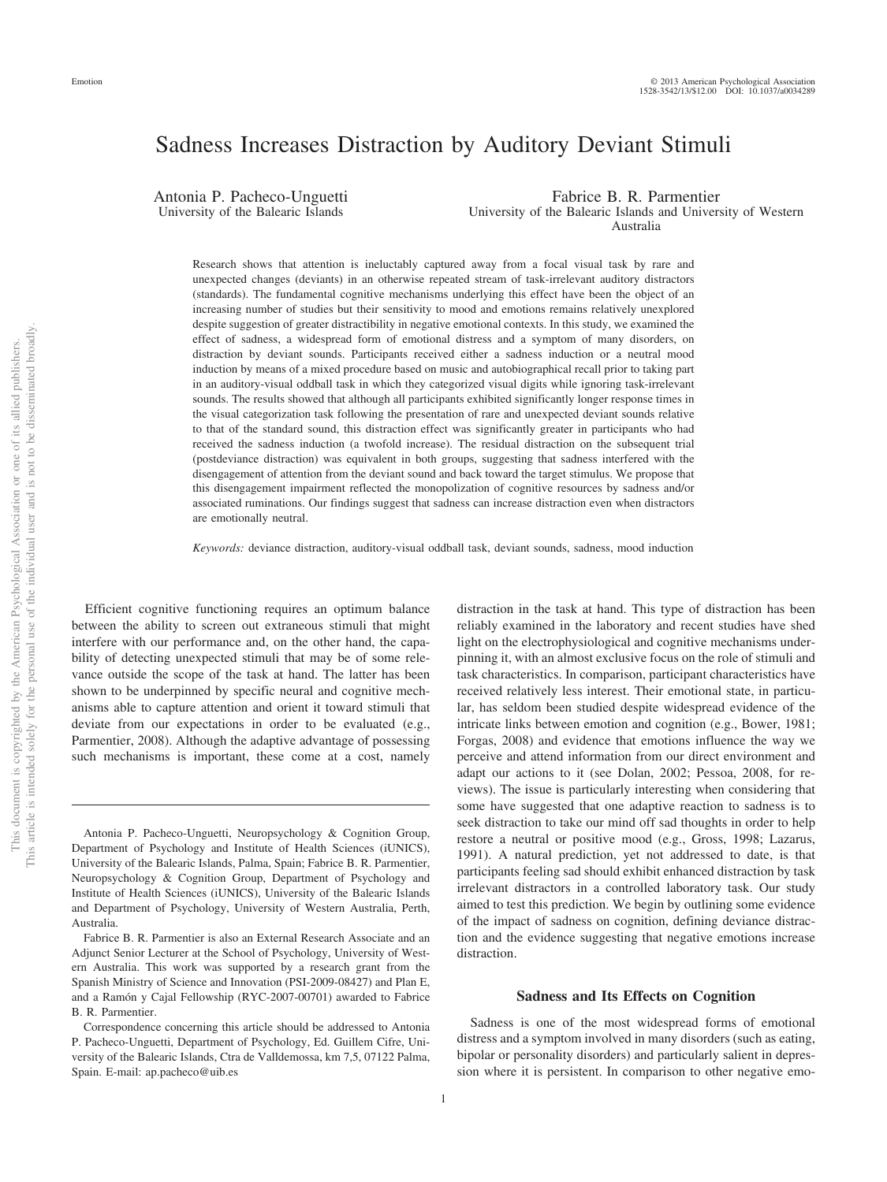# Sadness Increases Distraction by Auditory Deviant Stimuli

Antonia P. Pacheco-Unguetti
University of the Balearic Islands

Fabrice B. R. Parmentier
University of the Balearic Islands and University of Western Australia

Research shows that attention is ineluctably captured away from a focal visual task by rare and unexpected changes (deviants) in an otherwise repeated stream of task-irrelevant auditory distractors (standards). The fundamental cognitive mechanisms underlying this effect have been the object of an increasing number of studies but their sensitivity to mood and emotions remains relatively unexplored despite suggestion of greater distractibility in negative emotional contexts. In this study, we examined the effect of sadness, a widespread form of emotional distress and a symptom of many disorders, on distraction by deviant sounds. Participants received either a sadness induction or a neutral mood induction by means of a mixed procedure based on music and autobiographical recall prior to taking part in an auditory-visual oddball task in which they categorized visual digits while ignoring task-irrelevant sounds. The results showed that although all participants exhibited significantly longer response times in the visual categorization task following the presentation of rare and unexpected deviant sounds relative to that of the standard sound, this distraction effect was significantly greater in participants who had received the sadness induction (a twofold increase). The residual distraction on the subsequent trial (postdeviance distraction) was equivalent in both groups, suggesting that sadness interfered with the disengagement of attention from the deviant sound and back toward the target stimulus. We propose that this disengagement impairment reflected the monopolization of cognitive resources by sadness and/or associated ruminations. Our findings suggest that sadness can increase distraction even when distractors are emotionally neutral.

*Keywords:* deviance distraction, auditory-visual oddball task, deviant sounds, sadness, mood induction

Efficient cognitive functioning requires an optimum balance between the ability to screen out extraneous stimuli that might interfere with our performance and, on the other hand, the capability of detecting unexpected stimuli that may be of some relevance outside the scope of the task at hand. The latter has been shown to be underpinned by specific neural and cognitive mechanisms able to capture attention and orient it toward stimuli that deviate from our expectations in order to be evaluated (e.g., Parmentier, 2008). Although the adaptive advantage of possessing such mechanisms is important, these come at a cost, namely distraction in the task at hand. This type of distraction has been reliably examined in the laboratory and recent studies have shed light on the electrophysiological and cognitive mechanisms underpinning it, with an almost exclusive focus on the role of stimuli and task characteristics. In comparison, participant characteristics have received relatively less interest. Their emotional state, in particular, has seldom been studied despite widespread evidence of the intricate links between emotion and cognition (e.g., Bower, 1981; Forgas, 2008) and evidence that emotions influence the way we perceive and attend information from our direct environment and adapt our actions to it (see Dolan, 2002; Pessoa, 2008, for reviews). The issue is particularly interesting when considering that some have suggested that one adaptive reaction to sadness is to seek distraction to take our mind off sad thoughts in order to help restore a neutral or positive mood (e.g., Gross, 1998; Lazarus, 1991). A natural prediction, yet not addressed to date, is that participants feeling sad should exhibit enhanced distraction by task irrelevant distractors in a controlled laboratory task. Our study aimed to test this prediction. We begin by outlining some evidence of the impact of sadness on cognition, defining deviance distraction and the evidence suggesting that negative emotions increase distraction.

Antonia P. Pacheco-Unguetti, Neuropsychology & Cognition Group, Department of Psychology and Institute of Health Sciences (iUNICS), University of the Balearic Islands, Palma, Spain; Fabrice B. R. Parmentier, Neuropsychology & Cognition Group, Department of Psychology and Institute of Health Sciences (iUNICS), University of the Balearic Islands and Department of Psychology, University of Western Australia, Perth, Australia.

Fabrice B. R. Parmentier is also an External Research Associate and an Adjunct Senior Lecturer at the School of Psychology, University of Western Australia. This work was supported by a research grant from the Spanish Ministry of Science and Innovation (PSI-2009-08427) and Plan E, and a Ramón y Cajal Fellowship (RYC-2007-00701) awarded to Fabrice B. R. Parmentier.

Correspondence concerning this article should be addressed to Antonia P. Pacheco-Unguetti, Department of Psychology, Ed. Guillem Cifre, University of the Balearic Islands, Ctra de Valldemossa, km 7,5, 07122 Palma, Spain. E-mail: ap.pacheco@uib.es

## Sadness and Its Effects on Cognition

Sadness is one of the most widespread forms of emotional distress and a symptom involved in many disorders (such as eating, bipolar or personality disorders) and particularly salient in depression where it is persistent. In comparison to other negative emo-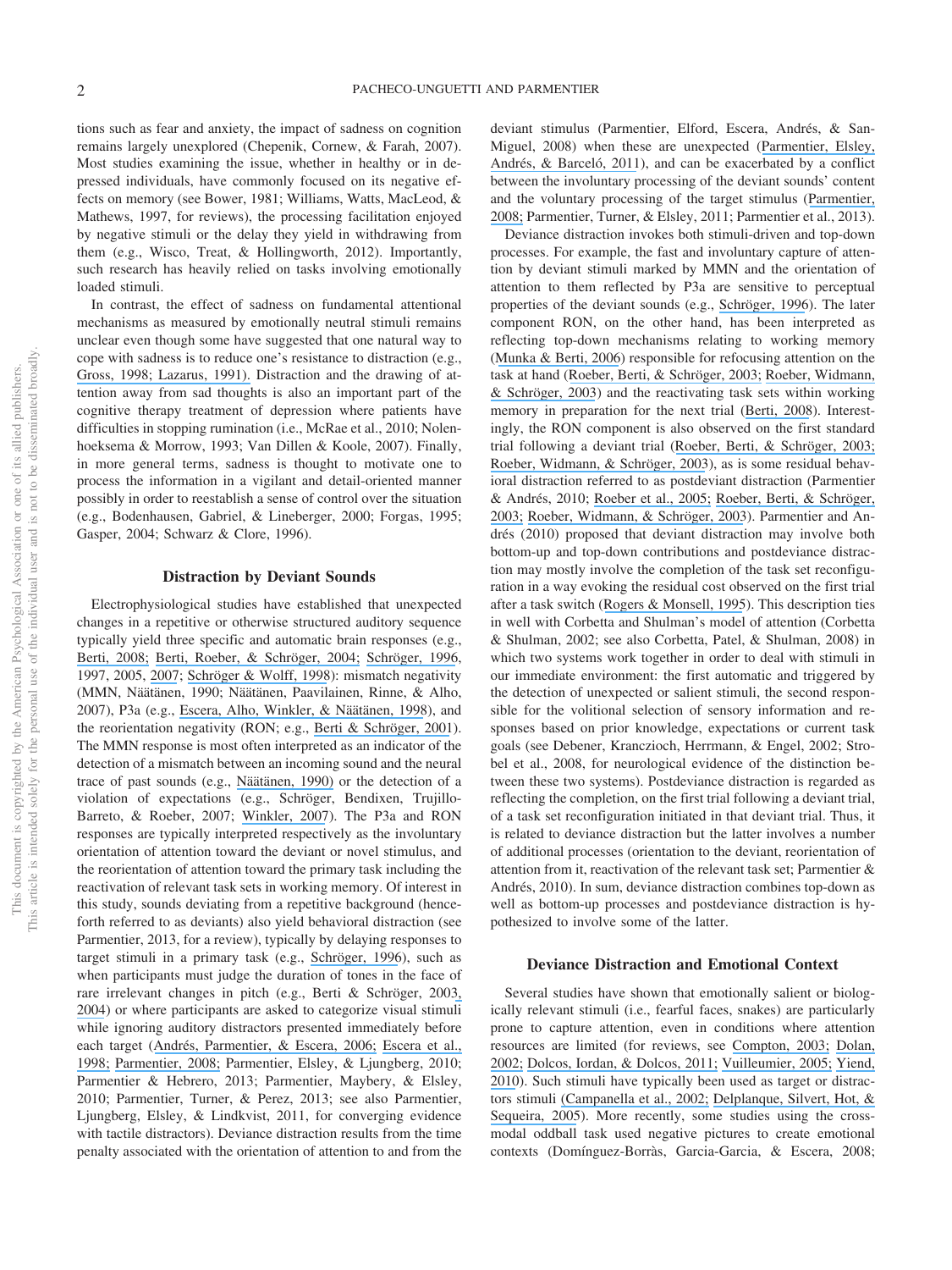tions such as fear and anxiety, the impact of sadness on cognition remains largely unexplored (Chepenik, Cornew, & Farah, 2007). Most studies examining the issue, whether in healthy or in depressed individuals, have commonly focused on its negative effects on memory (see Bower, 1981; Williams, Watts, MacLeod, & Mathews, 1997, for reviews), the processing facilitation enjoyed by negative stimuli or the delay they yield in withdrawing from them (e.g., Wisco, Treat, & Hollingworth, 2012). Importantly, such research has heavily relied on tasks involving emotionally loaded stimuli.

In contrast, the effect of sadness on fundamental attentional mechanisms as measured by emotionally neutral stimuli remains unclear even though some have suggested that one natural way to cope with sadness is to reduce one's resistance to distraction (e.g., Gross, 1998; Lazarus, 1991). Distraction and the drawing of attention away from sad thoughts is also an important part of the cognitive therapy treatment of depression where patients have difficulties in stopping rumination (i.e., McRae et al., 2010; Nolen-hoeksema & Morrow, 1993; Van Dillen & Koole, 2007). Finally, in more general terms, sadness is thought to motivate one to process the information in a vigilant and detail-oriented manner possibly in order to reestablish a sense of control over the situation (e.g., Bodenhausen, Gabriel, & Lineberger, 2000; Forgas, 1995; Gasper, 2004; Schwarz & Clore, 1996).

## Distraction by Deviant Sounds

Electrophysiological studies have established that unexpected changes in a repetitive or otherwise structured auditory sequence typically yield three specific and automatic brain responses (e.g., Berti, 2008; Berti, Roeber, & Schröger, 2004; Schröger, 1996, 1997, 2005, 2007; Schröger & Wolff, 1998): mismatch negativity (MMN, Näätänen, 1990; Näätänen, Paavilainen, Rinne, & Alho, 2007), P3a (e.g., Escera, Alho, Winkler, & Näätänen, 1998), and the reorientation negativity (RON; e.g., Berti & Schröger, 2001). The MMN response is most often interpreted as an indicator of the detection of a mismatch between an incoming sound and the neural trace of past sounds (e.g., Näätänen, 1990) or the detection of a violation of expectations (e.g., Schröger, Bendixen, Trujillo-Barreto, & Roeber, 2007; Winkler, 2007). The P3a and RON responses are typically interpreted respectively as the involuntary orientation of attention toward the deviant or novel stimulus, and the reorientation of attention toward the primary task including the reactivation of relevant task sets in working memory. Of interest in this study, sounds deviating from a repetitive background (henceforth referred to as deviants) also yield behavioral distraction (see Parmentier, 2013, for a review), typically by delaying responses to target stimuli in a primary task (e.g., Schröger, 1996), such as when participants must judge the duration of tones in the face of rare irrelevant changes in pitch (e.g., Berti & Schröger, 2003, 2004) or where participants are asked to categorize visual stimuli while ignoring auditory distractors presented immediately before each target (Andrés, Parmentier, & Escera, 2006; Escera et al., 1998; Parmentier, 2008; Parmentier, Elsley, & Ljungberg, 2010; Parmentier & Hebrero, 2013; Parmentier, Maybery, & Elsley, 2010; Parmentier, Turner, & Perez, 2013; see also Parmentier, Ljungberg, Elsley, & Lindkvist, 2011, for converging evidence with tactile distractors). Deviance distraction results from the time penalty associated with the orientation of attention to and from the deviant stimulus (Parmentier, Elford, Escera, Andrés, & San-Miguel, 2008) when these are unexpected (Parmentier, Elsley, Andrés, & Barceló, 2011), and can be exacerbated by a conflict between the involuntary processing of the deviant sounds' content and the voluntary processing of the target stimulus (Parmentier, 2008; Parmentier, Turner, & Elsley, 2011; Parmentier et al., 2013).

Deviance distraction invokes both stimuli-driven and top-down processes. For example, the fast and involuntary capture of attention by deviant stimuli marked by MMN and the orientation of attention to them reflected by P3a are sensitive to perceptual properties of the deviant sounds (e.g., Schröger, 1996). The later component RON, on the other hand, has been interpreted as reflecting top-down mechanisms relating to working memory (Munka & Berti, 2006) responsible for refocusing attention on the task at hand (Roeber, Berti, & Schröger, 2003; Roeber, Widmann, & Schröger, 2003) and the reactivating task sets within working memory in preparation for the next trial (Berti, 2008). Interestingly, the RON component is also observed on the first standard trial following a deviant trial (Roeber, Berti, & Schröger, 2003; Roeber, Widmann, & Schröger, 2003), as is some residual behavioral distraction referred to as postdeviant distraction (Parmentier & Andrés, 2010; Roeber et al., 2005; Roeber, Berti, & Schröger, 2003; Roeber, Widmann, & Schröger, 2003). Parmentier and Andrés (2010) proposed that deviant distraction may involve both bottom-up and top-down contributions and postdeviance distraction may mostly involve the completion of the task set reconfiguration in a way evoking the residual cost observed on the first trial after a task switch (Rogers & Monsell, 1995). This description ties in well with Corbetta and Shulman's model of attention (Corbetta & Shulman, 2002; see also Corbetta, Patel, & Shulman, 2008) in which two systems work together in order to deal with stimuli in our immediate environment: the first automatic and triggered by the detection of unexpected or salient stimuli, the second responsible for the volitional selection of sensory information and responses based on prior knowledge, expectations or current task goals (see Debener, Kranczioch, Herrmann, & Engel, 2002; Strobel et al., 2008, for neurological evidence of the distinction between these two systems). Postdeviance distraction is regarded as reflecting the completion, on the first trial following a deviant trial, of a task set reconfiguration initiated in that deviant trial. Thus, it is related to deviance distraction but the latter involves a number of additional processes (orientation to the deviant, reorientation of attention from it, reactivation of the relevant task set; Parmentier & Andrés, 2010). In sum, deviance distraction combines top-down as well as bottom-up processes and postdeviance distraction is hypothesized to involve some of the latter.

## Deviance Distraction and Emotional Context

Several studies have shown that emotionally salient or biologically relevant stimuli (i.e., fearful faces, snakes) are particularly prone to capture attention, even in conditions where attention resources are limited (for reviews, see Compton, 2003; Dolan, 2002; Dolcos, Iordan, & Dolcos, 2011; Vuilleumier, 2005; Yiend, 2010). Such stimuli have typically been used as target or distractors stimuli (Campanella et al., 2002; Delplanque, Silvert, Hot, & Sequeira, 2005). More recently, some studies using the cross-modal oddball task used negative pictures to create emotional contexts (Domínguez-Borràs, Garcia-Garcia, & Escera, 2008;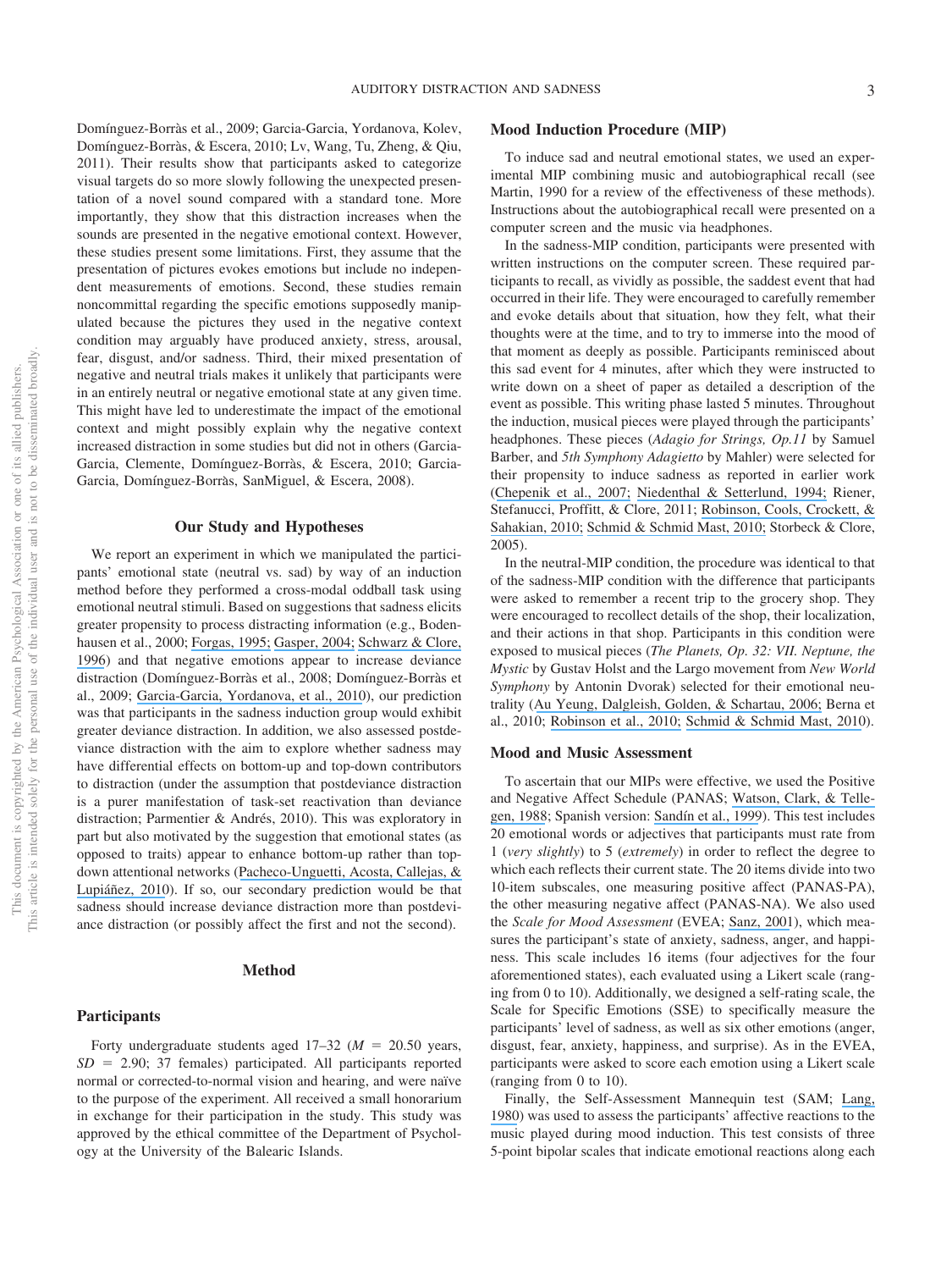Domínguez-Borràs et al., 2009; Garcia-Garcia, Yordanova, Kolev, Domínguez-Borràs, & Escera, 2010; Lv, Wang, Tu, Zheng, & Qiu, 2011). Their results show that participants asked to categorize visual targets do so more slowly following the unexpected presentation of a novel sound compared with a standard tone. More importantly, they show that this distraction increases when the sounds are presented in the negative emotional context. However, these studies present some limitations. First, they assume that the presentation of pictures evokes emotions but include no independent measurements of emotions. Second, these studies remain noncommittal regarding the specific emotions supposedly manipulated because the pictures they used in the negative context condition may arguably have produced anxiety, stress, arousal, fear, disgust, and/or sadness. Third, their mixed presentation of negative and neutral trials makes it unlikely that participants were in an entirely neutral or negative emotional state at any given time. This might have led to underestimate the impact of the emotional context and might possibly explain why the negative context increased distraction in some studies but did not in others (Garcia-Garcia, Clemente, Domínguez-Borràs, & Escera, 2010; Garcia-Garcia, Domínguez-Borràs, SanMiguel, & Escera, 2008).

## Our Study and Hypotheses

We report an experiment in which we manipulated the participants' emotional state (neutral vs. sad) by way of an induction method before they performed a cross-modal oddball task using emotional neutral stimuli. Based on suggestions that sadness elicits greater propensity to process distracting information (e.g., Bodenhausen et al., 2000; Forgas, 1995; Gasper, 2004; Schwarz & Clore, 1996) and that negative emotions appear to increase deviance distraction (Domínguez-Borràs et al., 2008; Domínguez-Borràs et al., 2009; Garcia-Garcia, Yordanova, et al., 2010), our prediction was that participants in the sadness induction group would exhibit greater deviance distraction. In addition, we also assessed postdeviance distraction with the aim to explore whether sadness may have differential effects on bottom-up and top-down contributors to distraction (under the assumption that postdeviance distraction is a purer manifestation of task-set reactivation than deviance distraction; Parmentier & Andrés, 2010). This was exploratory in part but also motivated by the suggestion that emotional states (as opposed to traits) appear to enhance bottom-up rather than top-down attentional networks (Pacheco-Unguetti, Acosta, Callejas, & Lupiáñez, 2010). If so, our secondary prediction would be that sadness should increase deviance distraction more than postdeviance distraction (or possibly affect the first and not the second).

## Method

### Participants

Forty undergraduate students aged 17–32 ($M$ = 20.50 years, $SD$ = 2.90; 37 females) participated. All participants reported normal or corrected-to-normal vision and hearing, and were naïve to the purpose of the experiment. All received a small honorarium in exchange for their participation in the study. This study was approved by the ethical committee of the Department of Psychology at the University of the Balearic Islands.

### Mood Induction Procedure (MIP)

To induce sad and neutral emotional states, we used an experimental MIP combining music and autobiographical recall (see Martin, 1990 for a review of the effectiveness of these methods). Instructions about the autobiographical recall were presented on a computer screen and the music via headphones.

In the sadness-MIP condition, participants were presented with written instructions on the computer screen. These required participants to recall, as vividly as possible, the saddest event that had occurred in their life. They were encouraged to carefully remember and evoke details about that situation, how they felt, what their thoughts were at the time, and to try to immerse into the mood of that moment as deeply as possible. Participants reminisced about this sad event for 4 minutes, after which they were instructed to write down on a sheet of paper as detailed a description of the event as possible. This writing phase lasted 5 minutes. Throughout the induction, musical pieces were played through the participants' headphones. These pieces (*Adagio for Strings, Op.11* by Samuel Barber, and *5th Symphony Adagietto* by Mahler) were selected for their propensity to induce sadness as reported in earlier work (Chepenik et al., 2007; Niedenthal & Setterlund, 1994; Riener, Stefanucci, Proffitt, & Clore, 2011; Robinson, Cools, Crockett, & Sahakian, 2010; Schmid & Schmid Mast, 2010; Storbeck & Clore, 2005).

In the neutral-MIP condition, the procedure was identical to that of the sadness-MIP condition with the difference that participants were asked to remember a recent trip to the grocery shop. They were encouraged to recollect details of the shop, their localization, and their actions in that shop. Participants in this condition were exposed to musical pieces (*The Planets, Op. 32: VII. Neptune, the Mystic* by Gustav Holst and the Largo movement from *New World Symphony* by Antonin Dvorak) selected for their emotional neutrality (Au Yeung, Dalgleish, Golden, & Schartau, 2006; Berna et al., 2010; Robinson et al., 2010; Schmid & Schmid Mast, 2010).

### Mood and Music Assessment

To ascertain that our MIPs were effective, we used the Positive and Negative Affect Schedule (PANAS; Watson, Clark, & Tellegen, 1988; Spanish version: Sandín et al., 1999). This test includes 20 emotional words or adjectives that participants must rate from 1 (*very slightly*) to 5 (*extremely*) in order to reflect the degree to which each reflects their current state. The 20 items divide into two 10-item subscales, one measuring positive affect (PANAS-PA), the other measuring negative affect (PANAS-NA). We also used the *Scale for Mood Assessment* (EVEA; Sanz, 2001), which measures the participant's state of anxiety, sadness, anger, and happiness. This scale includes 16 items (four adjectives for the four aforementioned states), each evaluated using a Likert scale (ranging from 0 to 10). Additionally, we designed a self-rating scale, the Scale for Specific Emotions (SSE) to specifically measure the participants' level of sadness, as well as six other emotions (anger, disgust, fear, anxiety, happiness, and surprise). As in the EVEA, participants were asked to score each emotion using a Likert scale (ranging from 0 to 10).

Finally, the Self-Assessment Mannequin test (SAM; Lang, 1980) was used to assess the participants' affective reactions to the music played during mood induction. This test consists of three 5-point bipolar scales that indicate emotional reactions along each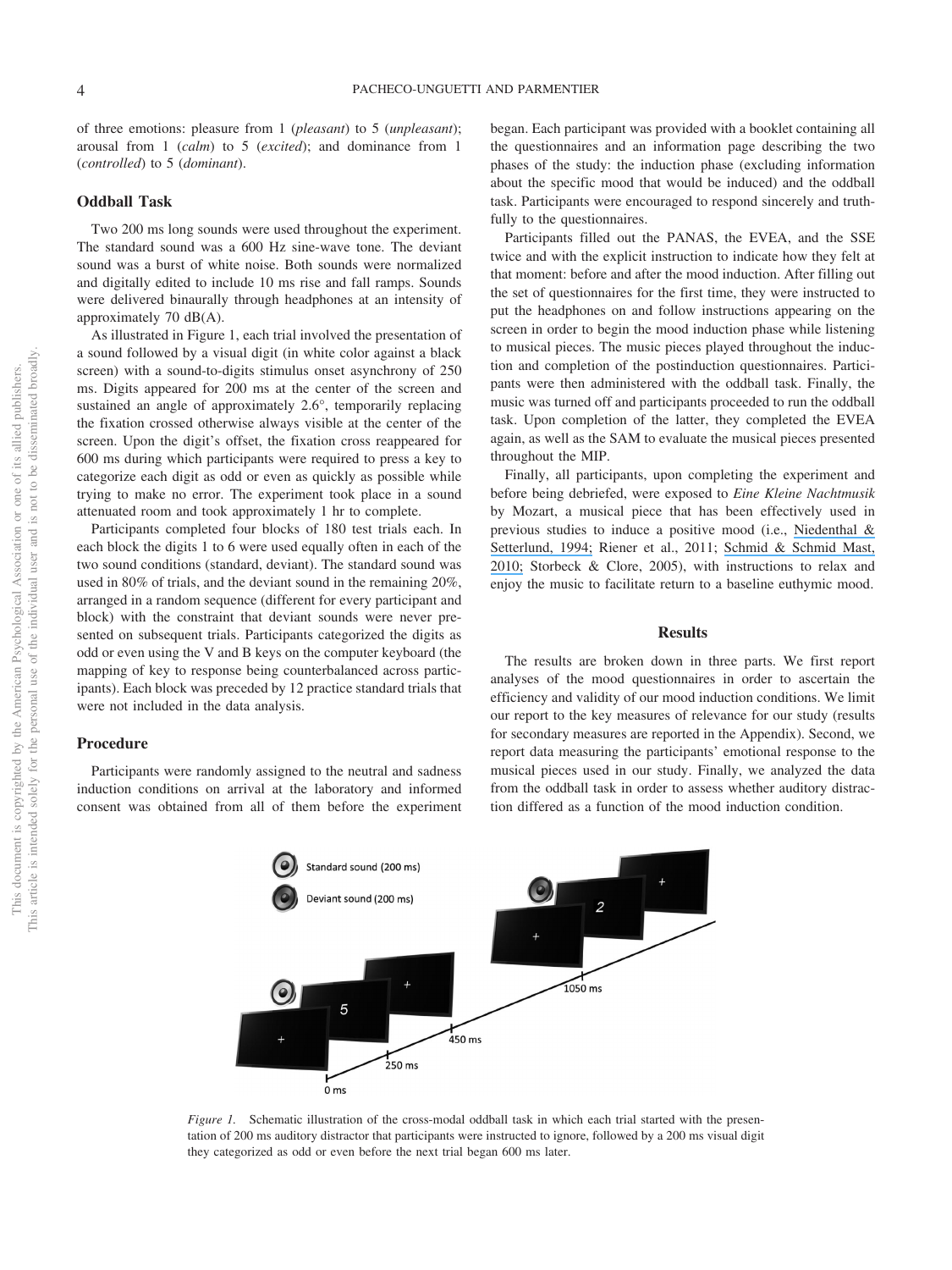of three emotions: pleasure from 1 (*pleasant*) to 5 (*unpleasant*); arousal from 1 (*calm*) to 5 (*excited*); and dominance from 1 (*controlled*) to 5 (*dominant*).

### Oddball Task

Two 200 ms long sounds were used throughout the experiment. The standard sound was a 600 Hz sine-wave tone. The deviant sound was a burst of white noise. Both sounds were normalized and digitally edited to include 10 ms rise and fall ramps. Sounds were delivered binaurally through headphones at an intensity of approximately 70 dB(A).

As illustrated in Figure 1, each trial involved the presentation of a sound followed by a visual digit (in white color against a black screen) with a sound-to-digits stimulus onset asynchrony of 250 ms. Digits appeared for 200 ms at the center of the screen and sustained an angle of approximately 2.6°, temporarily replacing the fixation crossed otherwise always visible at the center of the screen. Upon the digit's offset, the fixation cross reappeared for 600 ms during which participants were required to press a key to categorize each digit as odd or even as quickly as possible while trying to make no error. The experiment took place in a sound attenuated room and took approximately 1 hr to complete.

Participants completed four blocks of 180 test trials each. In each block the digits 1 to 6 were used equally often in each of the two sound conditions (standard, deviant). The standard sound was used in 80% of trials, and the deviant sound in the remaining 20%, arranged in a random sequence (different for every participant and block) with the constraint that deviant sounds were never presented on subsequent trials. Participants categorized the digits as odd or even using the V and B keys on the computer keyboard (the mapping of key to response being counterbalanced across participants). Each block was preceded by 12 practice standard trials that were not included in the data analysis.

### Procedure

Participants were randomly assigned to the neutral and sadness induction conditions on arrival at the laboratory and informed consent was obtained from all of them before the experiment began. Each participant was provided with a booklet containing all the questionnaires and an information page describing the two phases of the study: the induction phase (excluding information about the specific mood that would be induced) and the oddball task. Participants were encouraged to respond sincerely and truthfully to the questionnaires.

Participants filled out the PANAS, the EVEA, and the SSE twice and with the explicit instruction to indicate how they felt at that moment: before and after the mood induction. After filling out the set of questionnaires for the first time, they were instructed to put the headphones on and follow instructions appearing on the screen in order to begin the mood induction phase while listening to musical pieces. The music pieces played throughout the induction and completion of the postinduction questionnaires. Participants were then administered with the oddball task. Finally, the music was turned off and participants proceeded to run the oddball task. Upon completion of the latter, they completed the EVEA again, as well as the SAM to evaluate the musical pieces presented throughout the MIP.

Finally, all participants, upon completing the experiment and before being debriefed, were exposed to *Eine Kleine Nachtmusik* by Mozart, a musical piece that has been effectively used in previous studies to induce a positive mood (i.e., Niedenthal & Setterlund, 1994; Riener et al., 2011; Schmid & Schmid Mast, 2010; Storbeck & Clore, 2005), with instructions to relax and enjoy the music to facilitate return to a baseline euthymic mood.

## Results

The results are broken down in three parts. We first report analyses of the mood questionnaires in order to ascertain the efficiency and validity of our mood induction conditions. We limit our report to the key measures of relevance for our study (results for secondary measures are reported in the Appendix). Second, we report data measuring the participants' emotional response to the musical pieces used in our study. Finally, we analyzed the data from the oddball task in order to assess whether auditory distraction differed as a function of the mood induction condition.

*Figure 1.* Schematic illustration of the cross-modal oddball task in which each trial started with the presentation of 200 ms auditory distractor that participants were instructed to ignore, followed by a 200 ms visual digit they categorized as odd or even before the next trial began 600 ms later.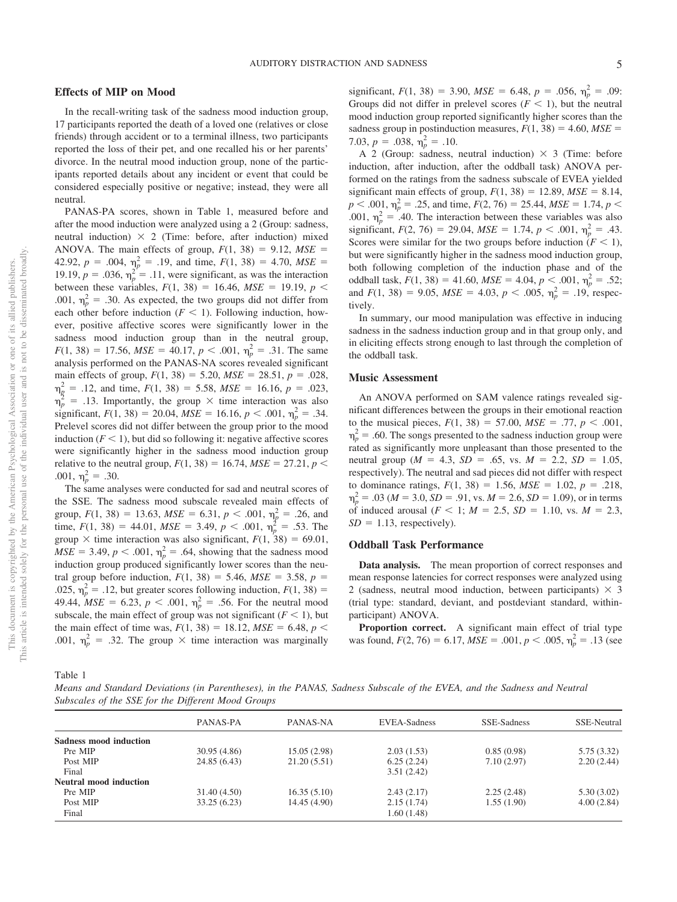## Effects of MIP on Mood

In the recall-writing task of the sadness mood induction group, 17 participants reported the death of a loved one (relatives or close friends) through accident or to a terminal illness, two participants reported the loss of their pet, and one recalled his or her parents' divorce. In the neutral mood induction group, none of the participants reported details about any incident or event that could be considered especially positive or negative; instead, they were all neutral.

PANAS-PA scores, shown in Table 1, measured before and after the mood induction were analyzed using a 2 (Group: sadness, neutral induction) × 2 (Time: before, after induction) mixed ANOVA. The main effects of group, $F(1, 38) = 9.12$, $MSE = 42.92$, $p = .004$, $\eta_p^2 = .19$, and time, $F(1, 38) = 4.70$, $MSE = 19.19$, $p = .036$, $\eta_p^2 = .11$, were significant, as was the interaction between these variables, $F(1, 38) = 16.46$, $MSE = 19.19$, $p < .001$, $\eta_p^2 = .30$. As expected, the two groups did not differ from each other before induction ($F < 1$). Following induction, however, positive affective scores were significantly lower in the sadness mood induction group than in the neutral group, $F(1, 38) = 17.56$, $MSE = 40.17$, $p < .001$, $\eta_p^2 = .31$. The same analysis performed on the PANAS-NA scores revealed significant main effects of group, $F(1, 38) = 5.20$, $MSE = 28.51$, $p = .028$, $\eta_p^2 = .12$, and time, $F(1, 38) = 5.58$, $MSE = 16.16$, $p = .023$, $\eta_p^2 = .13$. Importantly, the group × time interaction was also significant, $F(1, 38) = 20.04$, $MSE = 16.16$, $p < .001$, $\eta_p^2 = .34$. Prelevel scores did not differ between the group prior to the mood induction ($F < 1$), but did so following it: negative affective scores were significantly higher in the sadness mood induction group relative to the neutral group, $F(1, 38) = 16.74$, $MSE = 27.21$, $p < .001$, $\eta_p^2 = .30$.

The same analyses were conducted for sad and neutral scores of the SSE. The sadness mood subscale revealed main effects of group, $F(1, 38) = 13.63$, $MSE = 6.31$, $p < .001$, $\eta_p^2 = .26$, and time, $F(1, 38) = 44.01$, $MSE = 3.49$, $p < .001$, $\eta_p^2 = .53$. The group × time interaction was also significant, $F(1, 38) = 69.01$, $MSE = 3.49$, $p < .001$, $\eta_p^2 = .64$, showing that the sadness mood induction group produced significantly lower scores than the neutral group before induction, $F(1, 38) = 5.46$, $MSE = 3.58$, $p = .025$, $\eta_p^2 = .12$, but greater scores following induction, $F(1, 38) = 49.44$, $MSE = 6.23$, $p < .001$, $\eta_p^2 = .56$. For the neutral mood subscale, the main effect of group was not significant ($F < 1$), but the main effect of time was, $F(1, 38) = 18.12$, $MSE = 6.48$, $p < .001$, $\eta_p^2 = .32$. The group × time interaction was marginally significant, $F(1, 38) = 3.90$, $MSE = 6.48$, $p = .056$, $\eta_p^2 = .09$: Groups did not differ in prelevel scores ($F < 1$), but the neutral mood induction group reported significantly higher scores than the sadness group in postinduction measures, $F(1, 38) = 4.60$, $MSE = 7.03$, $p = .038$, $\eta_p^2 = .10$.

A 2 (Group: sadness, neutral induction) × 3 (Time: before induction, after induction, after the oddball task) ANOVA performed on the ratings from the sadness subscale of EVEA yielded significant main effects of group, $F(1, 38) = 12.89$, $MSE = 8.14$, $p < .001$, $\eta_p^2 = .25$, and time, $F(2, 76) = 25.44$, $MSE = 1.74$, $p < .001$, $\eta_p^2 = .40$. The interaction between these variables was also significant, $F(2, 76) = 29.04$, $MSE = 1.74$, $p < .001$, $\eta_p^2 = .43$. Scores were similar for the two groups before induction ($F < 1$), but were significantly higher in the sadness mood induction group, both following completion of the induction phase and of the oddball task, $F(1, 38) = 41.60$, $MSE = 4.04$, $p < .001$, $\eta_p^2 = .52$; and $F(1, 38) = 9.05$, $MSE = 4.03$, $p < .005$, $\eta_p^2 = .19$, respectively.

In summary, our mood manipulation was effective in inducing sadness in the sadness induction group and in that group only, and in eliciting effects strong enough to last through the completion of the oddball task.

## Music Assessment

An ANOVA performed on SAM valence ratings revealed significant differences between the groups in their emotional reaction to the musical pieces, $F(1, 38) = 57.00$, $MSE = .77$, $p < .001$, $\eta_p^2 = .60$. The songs presented to the sadness induction group were rated as significantly more unpleasant than those presented to the neutral group ($M = 4.3$, $SD = .65$, vs. $M = 2.2$, $SD = 1.05$, respectively). The neutral and sad pieces did not differ with respect to dominance ratings, $F(1, 38) = 1.56$, $MSE = 1.02$, $p = .218$, $\eta_p^2 = .03$ ($M = 3.0$, $SD = .91$, vs. $M = 2.6$, $SD = 1.09$), or in terms of induced arousal ($F < 1$; $M = 2.5$, $SD = 1.10$, vs. $M = 2.3$, $SD = 1.13$, respectively).

## Oddball Task Performance

**Data analysis.** The mean proportion of correct responses and mean response latencies for correct responses were analyzed using 2 (sadness, neutral mood induction, between participants) × 3 (trial type: standard, deviant, and postdeviant standard, within-participant) ANOVA.

**Proportion correct.** A significant main effect of trial type was found, $F(2, 76) = 6.17$, $MSE = .001$, $p < .005$, $\eta_p^2 = .13$ (see

Table 1

*Means and Standard Deviations (in Parentheses), in the PANAS, Sadness Subscale of the EVEA, and the Sadness and Neutral Subscales of the SSE for the Different Mood Groups*

| | PANAS-PA | PANAS-NA | EVEA-Sadness | SSE-Sadness | SSE-Neutral |
|---|---|---|---|---|---|
| **Sadness mood induction** | | | | | |
| Pre MIP | 30.95 (4.86) | 15.05 (2.98) | 2.03 (1.53) | 0.85 (0.98) | 5.75 (3.32) |
| Post MIP | 24.85 (6.43) | 21.20 (5.51) | 6.25 (2.24) | 7.10 (2.97) | 2.20 (2.44) |
| Final | | | 3.51 (2.42) | | |
| **Neutral mood induction** | | | | | |
| Pre MIP | 31.40 (4.50) | 16.35 (5.10) | 2.43 (2.17) | 2.25 (2.48) | 5.30 (3.02) |
| Post MIP | 33.25 (6.23) | 14.45 (4.90) | 2.15 (1.74) | 1.55 (1.90) | 4.00 (2.84) |
| Final | | | 1.60 (1.48) | | |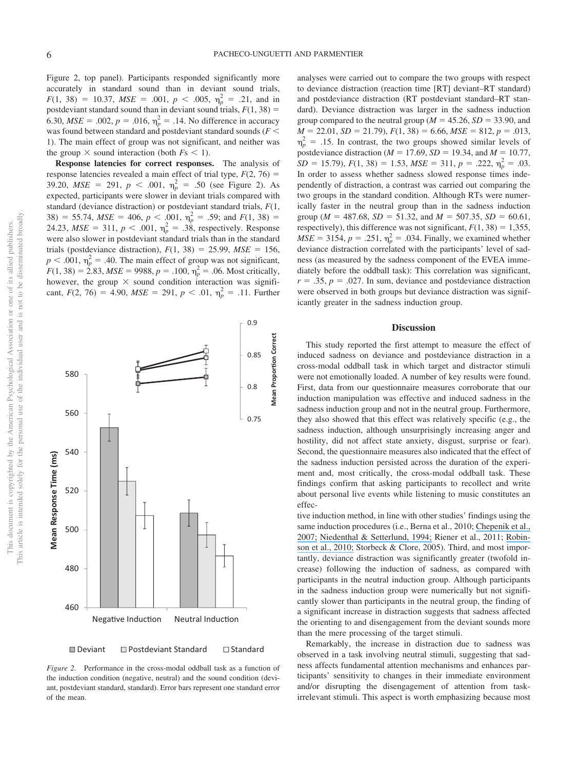Figure 2, top panel). Participants responded significantly more accurately in standard sound than in deviant sound trials, $F(1, 38) = 10.37$, $MSE = .001$, $p < .005$, $\eta_p^2 = .21$, and in postdeviant standard sound than in deviant sound trials, $F(1, 38) = 6.30$, $MSE = .002$, $p = .016$, $\eta_p^2 = .14$. No difference in accuracy was found between standard and postdeviant standard sounds ($F < 1$). The main effect of group was not significant, and neither was the group × sound interaction (both $Fs < 1$).

**Response latencies for correct responses.** The analysis of response latencies revealed a main effect of trial type, $F(2, 76) = 39.20$, $MSE = 291$, $p < .001$, $\eta_p^2 = .50$ (see Figure 2). As expected, participants were slower in deviant trials compared with standard (deviance distraction) or postdeviant standard trials, $F(1, 38) = 55.74$, $MSE = 406$, $p < .001$, $\eta_p^2 = .59$; and $F(1, 38) = 24.23$, $MSE = 311$, $p < .001$, $\eta_p^2 = .38$, respectively. Response were also slower in postdeviant standard trials than in the standard trials (postdeviance distraction), $F(1, 38) = 25.99$, $MSE = 156$, $p < .001$, $\eta_p^2 = .40$. The main effect of group was not significant, $F(1, 38) = 2.83$, $MSE = 9988$, $p = .100$, $\eta_p^2 = .06$. Most critically, however, the group × sound condition interaction was significant, $F(2, 76) = 4.90$, $MSE = 291$, $p < .01$, $\eta_p^2 = .11$. Further analyses were carried out to compare the two groups with respect to deviance distraction (reaction time [RT] deviant–RT standard) and postdeviance distraction (RT postdeviant standard–RT standard). Deviance distraction was larger in the sadness induction group compared to the neutral group ($M = 45.26$, $SD = 33.90$, and $M = 22.01$, $SD = 21.79$), $F(1, 38) = 6.66$, $MSE = 812$, $p = .013$, $\eta_p^2 = .15$. In contrast, the two groups showed similar levels of postdeviance distraction ($M = 17.69$, $SD = 19.34$, and $M = 10.77$, $SD = 15.79$), $F(1, 38) = 1.53$, $MSE = 311$, $p = .222$, $\eta_p^2 = .03$. In order to assess whether sadness slowed response times independently of distraction, a contrast was carried out comparing the two groups in the standard condition. Although RTs were numerically faster in the neutral group than in the sadness induction group ($M = 487.68$, $SD = 51.32$, and $M = 507.35$, $SD = 60.61$, respectively), this difference was not significant, $F(1, 38) = 1{,}355$, $MSE = 3154$, $p = .251$, $\eta_p^2 = .034$. Finally, we examined whether deviance distraction correlated with the participants' level of sadness (as measured by the sadness component of the EVEA immediately before the oddball task): This correlation was significant, $r = .35$, $p = .027$. In sum, deviance and postdeviance distraction were observed in both groups but deviance distraction was significantly greater in the sadness induction group.

*Figure 2.* Performance in the cross-modal oddball task as a function of the induction condition (negative, neutral) and the sound condition (deviant, postdeviant standard, standard). Error bars represent one standard error of the mean.

## Discussion

This study reported the first attempt to measure the effect of induced sadness on deviance and postdeviance distraction in a cross-modal oddball task in which target and distractor stimuli were not emotionally loaded. A number of key results were found. First, data from our questionnaire measures corroborate that our induction manipulation was effective and induced sadness in the sadness induction group and not in the neutral group. Furthermore, they also showed that this effect was relatively specific (e.g., the sadness induction, although unsurprisingly increasing anger and hostility, did not affect state anxiety, disgust, surprise or fear). Second, the questionnaire measures also indicated that the effect of the sadness induction persisted across the duration of the experiment and, most critically, the cross-modal oddball task. These findings confirm that asking participants to recollect and write about personal live events while listening to music constitutes an effective induction method, in line with other studies' findings using the same induction procedures (i.e., Berna et al., 2010; Chepenik et al., 2007; Niedenthal & Setterlund, 1994; Riener et al., 2011; Robinson et al., 2010; Storbeck & Clore, 2005). Third, and most importantly, deviance distraction was significantly greater (twofold increase) following the induction of sadness, as compared with participants in the neutral induction group. Although participants in the sadness induction group were numerically but not significantly slower than participants in the neutral group, the finding of a significant increase in distraction suggests that sadness affected the orienting to and disengagement from the deviant sounds more than the mere processing of the target stimuli.

Remarkably, the increase in distraction due to sadness was observed in a task involving neutral stimuli, suggesting that sadness affects fundamental attention mechanisms and enhances participants' sensitivity to changes in their immediate environment and/or disrupting the disengagement of attention from task-irrelevant stimuli. This aspect is worth emphasizing because most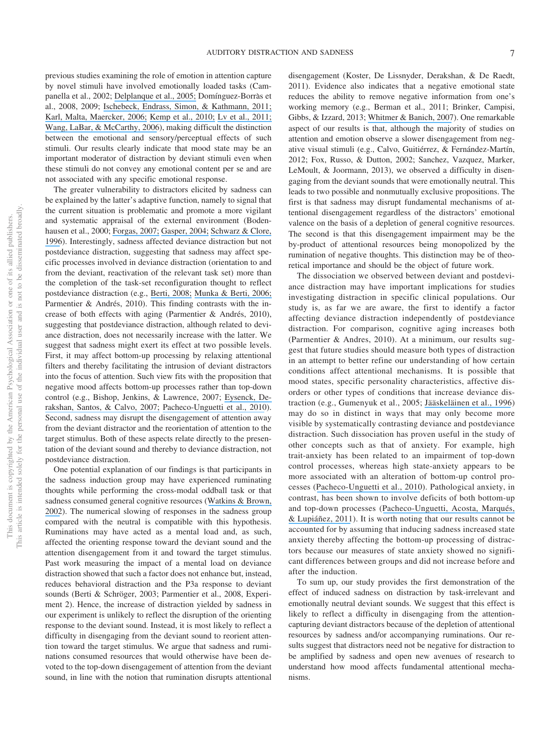previous studies examining the role of emotion in attention capture by novel stimuli have involved emotionally loaded tasks (Campanella et al., 2002; Delplanque et al., 2005; Domínguez-Borràs et al., 2008, 2009; Ischebeck, Endrass, Simon, & Kathmann, 2011; Karl, Malta, Maercker, 2006; Kemp et al., 2010; Lv et al., 2011; Wang, LaBar, & McCarthy, 2006), making difficult the distinction between the emotional and sensory/perceptual effects of such stimuli. Our results clearly indicate that mood state may be an important moderator of distraction by deviant stimuli even when these stimuli do not convey any emotional content per se and are not associated with any specific emotional response.

The greater vulnerability to distractors elicited by sadness can be explained by the latter's adaptive function, namely to signal that the current situation is problematic and promote a more vigilant and systematic appraisal of the external environment (Bodenhausen et al., 2000; Forgas, 2007; Gasper, 2004; Schwarz & Clore, 1996). Interestingly, sadness affected deviance distraction but not postdeviance distraction, suggesting that sadness may affect specific processes involved in deviance distraction (orientation to and from the deviant, reactivation of the relevant task set) more than the completion of the task-set reconfiguration thought to reflect postdeviance distraction (e.g., Berti, 2008; Munka & Berti, 2006; Parmentier & Andrés, 2010). This finding contrasts with the increase of both effects with aging (Parmentier & Andrés, 2010), suggesting that postdeviance distraction, although related to deviance distraction, does not necessarily increase with the latter. We suggest that sadness might exert its effect at two possible levels. First, it may affect bottom-up processing by relaxing attentional filters and thereby facilitating the intrusion of deviant distractors into the focus of attention. Such view fits with the proposition that negative mood affects bottom-up processes rather than top-down control (e.g., Bishop, Jenkins, & Lawrence, 2007; Eysenck, Derakshan, Santos, & Calvo, 2007; Pacheco-Unguetti et al., 2010). Second, sadness may disrupt the disengagement of attention away from the deviant distractor and the reorientation of attention to the target stimulus. Both of these aspects relate directly to the presentation of the deviant sound and thereby to deviance distraction, not postdeviance distraction.

One potential explanation of our findings is that participants in the sadness induction group may have experienced ruminating thoughts while performing the cross-modal oddball task or that sadness consumed general cognitive resources (Watkins & Brown, 2002). The numerical slowing of responses in the sadness group compared with the neutral is compatible with this hypothesis. Ruminations may have acted as a mental load and, as such, affected the orienting response toward the deviant sound and the attention disengagement from it and toward the target stimulus. Past work measuring the impact of a mental load on deviance distraction showed that such a factor does not enhance but, instead, reduces behavioral distraction and the P3a response to deviant sounds (Berti & Schröger, 2003; Parmentier et al., 2008, Experiment 2). Hence, the increase of distraction yielded by sadness in our experiment is unlikely to reflect the disruption of the orienting response to the deviant sound. Instead, it is most likely to reflect a difficulty in disengaging from the deviant sound to reorient attention toward the target stimulus. We argue that sadness and ruminations consumed resources that would otherwise have been devoted to the top-down disengagement of attention from the deviant sound, in line with the notion that rumination disrupts attentional disengagement (Koster, De Lissnyder, Derakshan, & De Raedt, 2011). Evidence also indicates that a negative emotional state reduces the ability to remove negative information from one's working memory (e.g., Berman et al., 2011; Brinker, Campisi, Gibbs, & Izzard, 2013; Whitmer & Banich, 2007). One remarkable aspect of our results is that, although the majority of studies on attention and emotion observe a slower disengagement from negative visual stimuli (e.g., Calvo, Guitiérrez, & Fernández-Martín, 2012; Fox, Russo, & Dutton, 2002; Sanchez, Vazquez, Marker, LeMoult, & Joormann, 2013), we observed a difficulty in disengaging from the deviant sounds that were emotionally neutral. This leads to two possible and nonmutually exclusive propositions. The first is that sadness may disrupt fundamental mechanisms of attentional disengagement regardless of the distractors' emotional valence on the basis of a depletion of general cognitive resources. The second is that this disengagement impairment may be the by-product of attentional resources being monopolized by the rumination of negative thoughts. This distinction may be of theoretical importance and should be the object of future work.

The dissociation we observed between deviant and postdeviance distraction may have important implications for studies investigating distraction in specific clinical populations. Our study is, as far we are aware, the first to identify a factor affecting deviance distraction independently of postdeviance distraction. For comparison, cognitive aging increases both (Parmentier & Andres, 2010). At a minimum, our results suggest that future studies should measure both types of distraction in an attempt to better refine our understanding of how certain conditions affect attentional mechanisms. It is possible that mood states, specific personality characteristics, affective disorders or other types of conditions that increase deviance distraction (e.g., Gumenyuk et al., 2005; Jääskeläinen et al., 1996) may do so in distinct in ways that may only become more visible by systematically contrasting deviance and postdeviance distraction. Such dissociation has proven useful in the study of other concepts such as that of anxiety. For example, high trait-anxiety has been related to an impairment of top-down control processes, whereas high state-anxiety appears to be more associated with an alteration of bottom-up control processes (Pacheco-Unguetti et al., 2010). Pathological anxiety, in contrast, has been shown to involve deficits of both bottom-up and top-down processes (Pacheco-Unguetti, Acosta, Marqués, & Lupiáñez, 2011). It is worth noting that our results cannot be accounted for by assuming that inducing sadness increased state anxiety thereby affecting the bottom-up processing of distractors because our measures of state anxiety showed no significant differences between groups and did not increase before and after the induction.

To sum up, our study provides the first demonstration of the effect of induced sadness on distraction by task-irrelevant and emotionally neutral deviant sounds. We suggest that this effect is likely to reflect a difficulty in disengaging from the attention-capturing deviant distractors because of the depletion of attentional resources by sadness and/or accompanying ruminations. Our results suggest that distractors need not be negative for distraction to be amplified by sadness and open new avenues of research to understand how mood affects fundamental attentional mechanisms.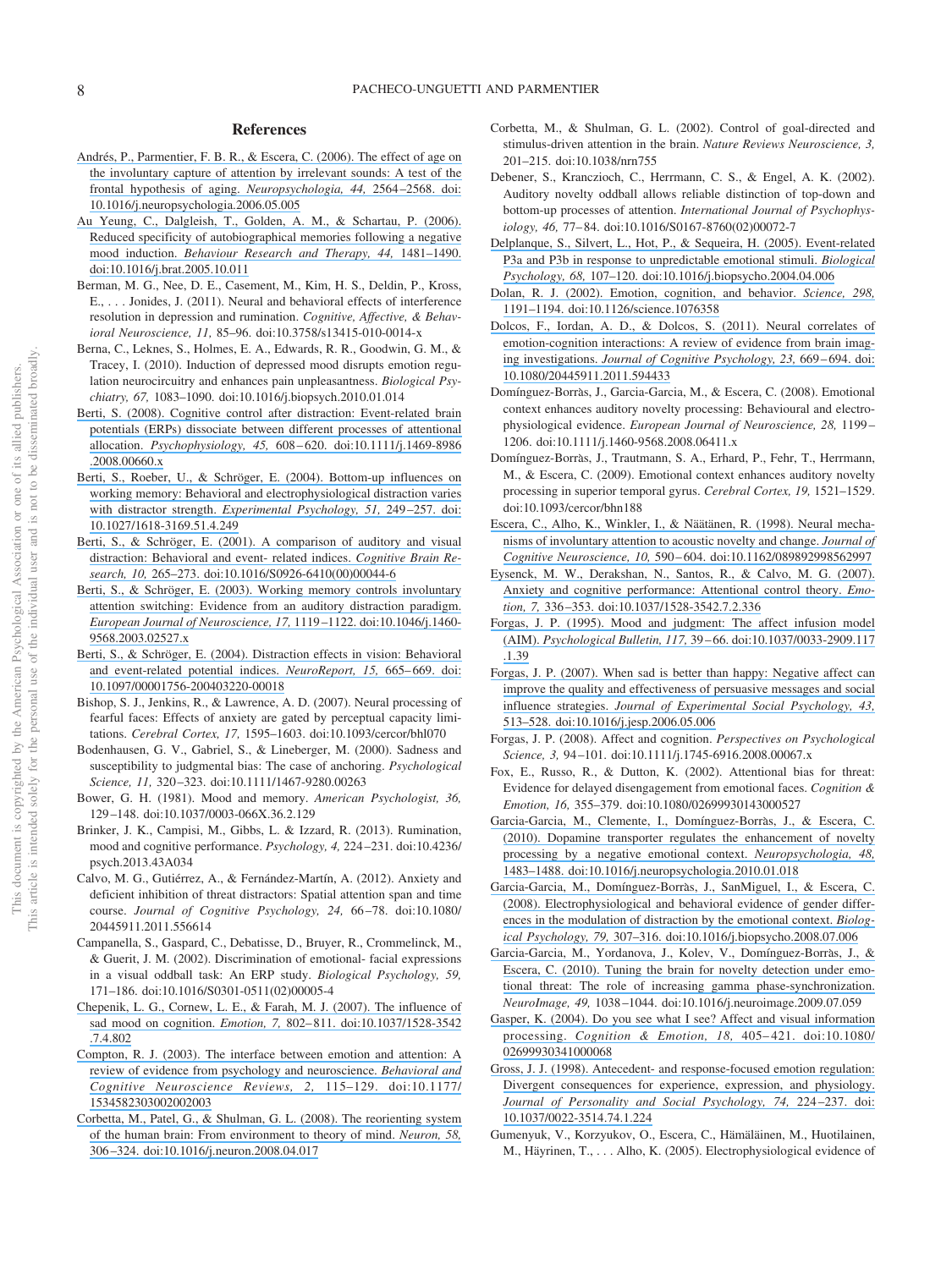# References

Andrés, P., Parmentier, F. B. R., & Escera, C. (2006). The effect of age on the involuntary capture of attention by irrelevant sounds: A test of the frontal hypothesis of aging. *Neuropsychologia, 44,* 2564–2568. doi:10.1016/j.neuropsychologia.2006.05.005

Au Yeung, C., Dalgleish, T., Golden, A. M., & Schartau, P. (2006). Reduced specificity of autobiographical memories following a negative mood induction. *Behaviour Research and Therapy, 44,* 1481–1490. doi:10.1016/j.brat.2005.10.011

Berman, M. G., Nee, D. E., Casement, M., Kim, H. S., Deldin, P., Kross, E., . . . Jonides, J. (2011). Neural and behavioral effects of interference resolution in depression and rumination. *Cognitive, Affective, & Behavioral Neuroscience, 11,* 85–96. doi:10.3758/s13415-010-0014-x

Berna, C., Leknes, S., Holmes, E. A., Edwards, R. R., Goodwin, G. M., & Tracey, I. (2010). Induction of depressed mood disrupts emotion regulation neurocircuitry and enhances pain unpleasantness. *Biological Psychiatry, 67,* 1083–1090. doi:10.1016/j.biopsych.2010.01.014

Berti, S. (2008). Cognitive control after distraction: Event-related brain potentials (ERPs) dissociate between different processes of attentional allocation. *Psychophysiology, 45,* 608–620. doi:10.1111/j.1469-8986.2008.00660.x

Berti, S., Roeber, U., & Schröger, E. (2004). Bottom-up influences on working memory: Behavioral and electrophysiological distraction varies with distractor strength. *Experimental Psychology, 51,* 249–257. doi:10.1027/1618-3169.51.4.249

Berti, S., & Schröger, E. (2001). A comparison of auditory and visual distraction: Behavioral and event- related indices. *Cognitive Brain Research, 10,* 265–273. doi:10.1016/S0926-6410(00)00044-6

Berti, S., & Schröger, E. (2003). Working memory controls involuntary attention switching: Evidence from an auditory distraction paradigm. *European Journal of Neuroscience, 17,* 1119–1122. doi:10.1046/j.1460-9568.2003.02527.x

Berti, S., & Schröger, E. (2004). Distraction effects in vision: Behavioral and event-related potential indices. *NeuroReport, 15,* 665–669. doi:10.1097/00001756-200403220-00018

Bishop, S. J., Jenkins, R., & Lawrence, A. D. (2007). Neural processing of fearful faces: Effects of anxiety are gated by perceptual capacity limitations. *Cerebral Cortex, 17,* 1595–1603. doi:10.1093/cercor/bhl070

Bodenhausen, G. V., Gabriel, S., & Lineberger, M. (2000). Sadness and susceptibility to judgmental bias: The case of anchoring. *Psychological Science, 11,* 320–323. doi:10.1111/1467-9280.00263

Bower, G. H. (1981). Mood and memory. *American Psychologist, 36,* 129–148. doi:10.1037/0003-066X.36.2.129

Brinker, J. K., Campisi, M., Gibbs, L. & Izzard, R. (2013). Rumination, mood and cognitive performance. *Psychology, 4,* 224–231. doi:10.4236/psych.2013.43A034

Calvo, M. G., Gutiérrez, A., & Fernández-Martín, A. (2012). Anxiety and deficient inhibition of threat distractors: Spatial attention span and time course. *Journal of Cognitive Psychology, 24,* 66–78. doi:10.1080/20445911.2011.556614

Campanella, S., Gaspard, C., Debatisse, D., Bruyer, R., Crommelinck, M., & Guerit, J. M. (2002). Discrimination of emotional- facial expressions in a visual oddball task: An ERP study. *Biological Psychology, 59,* 171–186. doi:10.1016/S0301-0511(02)00005-4

Chepenik, L. G., Cornew, L. E., & Farah, M. J. (2007). The influence of sad mood on cognition. *Emotion, 7,* 802–811. doi:10.1037/1528-3542.7.4.802

Compton, R. J. (2003). The interface between emotion and attention: A review of evidence from psychology and neuroscience. *Behavioral and Cognitive Neuroscience Reviews, 2,* 115–129. doi:10.1177/1534582303002002003

Corbetta, M., Patel, G., & Shulman, G. L. (2008). The reorienting system of the human brain: From environment to theory of mind. *Neuron, 58,* 306–324. doi:10.1016/j.neuron.2008.04.017

Corbetta, M., & Shulman, G. L. (2002). Control of goal-directed and stimulus-driven attention in the brain. *Nature Reviews Neuroscience, 3,* 201–215. doi:10.1038/nrn755

Debener, S., Kranczioch, C., Herrmann, C. S., & Engel, A. K. (2002). Auditory novelty oddball allows reliable distinction of top-down and bottom-up processes of attention. *International Journal of Psychophysiology, 46,* 77–84. doi:10.1016/S0167-8760(02)00072-7

Delplanque, S., Silvert, L., Hot, P., & Sequeira, H. (2005). Event-related P3a and P3b in response to unpredictable emotional stimuli. *Biological Psychology, 68,* 107–120. doi:10.1016/j.biopsycho.2004.04.006

Dolan, R. J. (2002). Emotion, cognition, and behavior. *Science, 298,* 1191–1194. doi:10.1126/science.1076358

Dolcos, F., Iordan, A. D., & Dolcos, S. (2011). Neural correlates of emotion-cognition interactions: A review of evidence from brain imaging investigations. *Journal of Cognitive Psychology, 23,* 669–694. doi:10.1080/20445911.2011.594433

Domínguez-Borràs, J., Garcia-Garcia, M., & Escera, C. (2008). Emotional context enhances auditory novelty processing: Behavioural and electrophysiological evidence. *European Journal of Neuroscience, 28,* 1199–1206. doi:10.1111/j.1460-9568.2008.06411.x

Domínguez-Borràs, J., Trautmann, S. A., Erhard, P., Fehr, T., Herrmann, M., & Escera, C. (2009). Emotional context enhances auditory novelty processing in superior temporal gyrus. *Cerebral Cortex, 19,* 1521–1529. doi:10.1093/cercor/bhn188

Escera, C., Alho, K., Winkler, I., & Näätänen, R. (1998). Neural mechanisms of involuntary attention to acoustic novelty and change. *Journal of Cognitive Neuroscience, 10,* 590–604. doi:10.1162/089892998562997

Eysenck, M. W., Derakshan, N., Santos, R., & Calvo, M. G. (2007). Anxiety and cognitive performance: Attentional control theory. *Emotion, 7,* 336–353. doi:10.1037/1528-3542.7.2.336

Forgas, J. P. (1995). Mood and judgment: The affect infusion model (AIM). *Psychological Bulletin, 117,* 39–66. doi:10.1037/0033-2909.117.1.39

Forgas, J. P. (2007). When sad is better than happy: Negative affect can improve the quality and effectiveness of persuasive messages and social influence strategies. *Journal of Experimental Social Psychology, 43,* 513–528. doi:10.1016/j.jesp.2006.05.006

Forgas, J. P. (2008). Affect and cognition. *Perspectives on Psychological Science, 3,* 94–101. doi:10.1111/j.1745-6916.2008.00067.x

Fox, E., Russo, R., & Dutton, K. (2002). Attentional bias for threat: Evidence for delayed disengagement from emotional faces. *Cognition & Emotion, 16,* 355–379. doi:10.1080/02699930143000527

Garcia-Garcia, M., Clemente, I., Domínguez-Borràs, J., & Escera, C. (2010). Dopamine transporter regulates the enhancement of novelty processing by a negative emotional context. *Neuropsychologia, 48,* 1483–1488. doi:10.1016/j.neuropsychologia.2010.01.018

Garcia-Garcia, M., Domínguez-Borràs, J., SanMiguel, I., & Escera, C. (2008). Electrophysiological and behavioral evidence of gender differences in the modulation of distraction by the emotional context. *Biological Psychology, 79,* 307–316. doi:10.1016/j.biopsycho.2008.07.006

Garcia-Garcia, M., Yordanova, J., Kolev, V., Domínguez-Borràs, J., & Escera, C. (2010). Tuning the brain for novelty detection under emotional threat: The role of increasing gamma phase-synchronization. *NeuroImage, 49,* 1038–1044. doi:10.1016/j.neuroimage.2009.07.059

Gasper, K. (2004). Do you see what I see? Affect and visual information processing. *Cognition & Emotion, 18,* 405–421. doi:10.1080/02699930341000068

Gross, J. J. (1998). Antecedent- and response-focused emotion regulation: Divergent consequences for experience, expression, and physiology. *Journal of Personality and Social Psychology, 74,* 224–237. doi:10.1037/0022-3514.74.1.224

Gumenyuk, V., Korzyukov, O., Escera, C., Hämäläinen, M., Huotilainen, M., Häyrinen, T., . . . Alho, K. (2005). Electrophysiological evidence of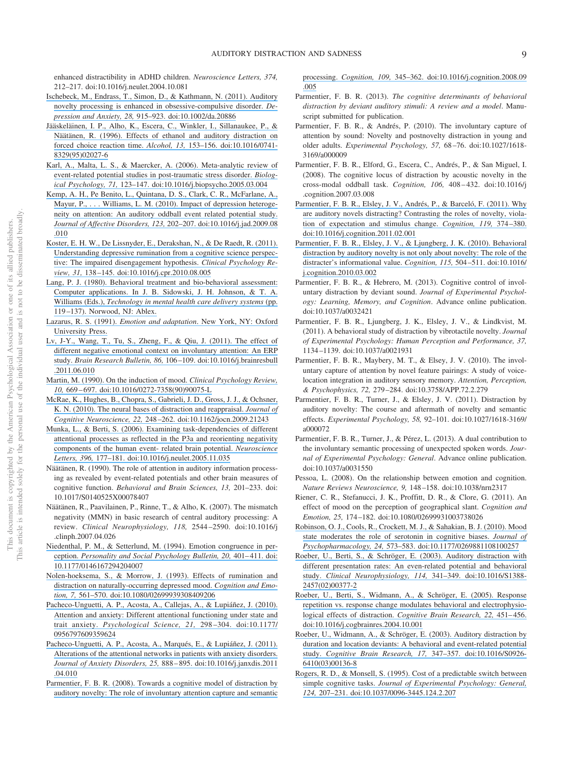enhanced distractibility in ADHD children. *Neuroscience Letters, 374,* 212–217. doi:10.1016/j.neulet.2004.10.081

Ischebeck, M., Endrass, T., Simon, D., & Kathmann, N. (2011). Auditory novelty processing is enhanced in obsessive-compulsive disorder. *Depression and Anxiety, 28,* 915–923. doi:10.1002/da.20886

Jääskeläinen, I. P., Alho, K., Escera, C., Winkler, I., Sillanaukee, P., & Näätänen, R. (1996). Effects of ethanol and auditory distraction on forced choice reaction time. *Alcohol, 13,* 153–156. doi:10.1016/0741-8329(95)02027-6

Karl, A., Malta, L. S., & Maercker, A. (2006). Meta-analytic review of event-related potential studies in post-traumatic stress disorder. *Biological Psychology, 71,* 123–147. doi:10.1016/j.biopsycho.2005.03.004

Kemp, A. H., Pe Benito, L., Quintana, D. S., Clark, C. R., McFarlane, A., Mayur, P., . . . Williams, L. M. (2010). Impact of depression heterogeneity on attention: An auditory oddball event related potential study. *Journal of Affective Disorders, 123,* 202–207. doi:10.1016/j.jad.2009.08.010

Koster, E. H. W., De Lissnyder, E., Derakshan, N., & De Raedt, R. (2011). Understanding depressive rumination from a cognitive science perspective: The impaired disengagement hypothesis. *Clinical Psychology Review, 31,* 138–145. doi:10.1016/j.cpr.2010.08.005

Lang, P. J. (1980). Behavioral treatment and bio-behavioral assessment: Computer applications. In J. B. Sidowski, J. H. Johnson, & T. A. Williams (Eds.), *Technology in mental health care delivery systems* (pp. 119–137). Norwood, NJ: Ablex.

Lazarus, R. S. (1991). *Emotion and adaptation*. New York, NY: Oxford University Press.

Lv, J-Y., Wang, T., Tu, S., Zheng, F., & Qiu, J. (2011). The effect of different negative emotional context on involuntary attention: An ERP study. *Brain Research Bulletin, 86,* 106–109. doi:10.1016/j.brainresbull.2011.06.010

Martin, M. (1990). On the induction of mood. *Clinical Psychology Review, 10,* 669–697. doi:10.1016/0272-7358(90)90075-L

McRae, K., Hughes, B., Chopra, S., Gabrieli, J. D., Gross, J. J., & Ochsner, K. N. (2010). The neural bases of distraction and reappraisal. *Journal of Cognitive Neuroscience, 22,* 248–262. doi:10.1162/jocn.2009.21243

Munka, L., & Berti, S. (2006). Examining task-dependencies of different attentional processes as reflected in the P3a and reorienting negativity components of the human event- related brain potential. *Neuroscience Letters, 396,* 177–181. doi:10.1016/j.neulet.2005.11.035

Näätänen, R. (1990). The role of attention in auditory information processing as revealed by event-related potentials and other brain measures of cognitive function. *Behavioral and Brain Sciences, 13,* 201–233. doi:10.1017/S0140525X00078407

Näätänen, R., Paavilainen, P., Rinne, T., & Alho, K. (2007). The mismatch negativity (MMN) in basic research of central auditory processing: A review. *Clinical Neurophysiology, 118,* 2544–2590. doi:10.1016/j.clinph.2007.04.026

Niedenthal, P. M., & Setterlund, M. (1994). Emotion congruence in perception. *Personality and Social Psychology Bulletin, 20,* 401–411. doi:10.1177/0146167294204007

Nolen-hoeksema, S., & Morrow, J. (1993). Effects of rumination and distraction on naturally-occurring depressed mood. *Cognition and Emotion, 7,* 561–570. doi:10.1080/02699939308409206

Pacheco-Unguetti, A. P., Acosta, A., Callejas, A., & Lupiáñez, J. (2010). Attention and anxiety: Different attentional functioning under state and trait anxiety. *Psychological Science, 21,* 298–304. doi:10.1177/0956797609359624

Pacheco-Unguetti, A. P., Acosta, A., Marqués, E., & Lupiáñez, J. (2011). Alterations of the attentional networks in patients with anxiety disorders. *Journal of Anxiety Disorders, 25,* 888–895. doi:10.1016/j.janxdis.2011.04.010

Parmentier, F. B. R. (2008). Towards a cognitive model of distraction by auditory novelty: The role of involuntary attention capture and semantic processing. *Cognition, 109,* 345–362. doi:10.1016/j.cognition.2008.09.005

Parmentier, F. B. R. (2013). *The cognitive determinants of behavioral distraction by deviant auditory stimuli: A review and a model*. Manuscript submitted for publication.

Parmentier, F. B. R., & Andrés, P. (2010). The involuntary capture of attention by sound: Novelty and postnovelty distraction in young and older adults. *Experimental Psychology, 57,* 68–76. doi:10.1027/1618-3169/a000009

Parmentier, F. B. R., Elford, G., Escera, C., Andrés, P., & San Miguel, I. (2008). The cognitive locus of distraction by acoustic novelty in the cross-modal oddball task. *Cognition, 106,* 408–432. doi:10.1016/j.cognition.2007.03.008

Parmentier, F. B. R., Elsley, J. V., Andrés, P., & Barceló, F. (2011). Why are auditory novels distracting? Contrasting the roles of novelty, violation of expectation and stimulus change. *Cognition, 119,* 374–380. doi:10.1016/j.cognition.2011.02.001

Parmentier, F. B. R., Elsley, J. V., & Ljungberg, J. K. (2010). Behavioral distraction by auditory novelty is not only about novelty: The role of the distracter's informational value. *Cognition, 115,* 504–511. doi:10.1016/j.cognition.2010.03.002

Parmentier, F. B. R., & Hebrero, M. (2013). Cognitive control of involuntary distraction by deviant sound. *Journal of Experimental Psychology: Learning, Memory, and Cognition*. Advance online publication. doi:10.1037/a0032421

Parmentier, F. B. R., Ljungberg, J. K., Elsley, J. V., & Lindkvist, M. (2011). A behavioral study of distraction by vibrotactile novelty. *Journal of Experimental Psychology: Human Perception and Performance, 37,* 1134–1139. doi:10.1037/a0021931

Parmentier, F. B. R., Maybery, M. T., & Elsey, J. V. (2010). The involuntary capture of attention by novel feature pairings: A study of voice-location integration in auditory sensory memory. *Attention, Perception, & Psychophysics, 72,* 279–284. doi:10.3758/APP.72.2.279

Parmentier, F. B. R., Turner, J., & Elsley, J. V. (2011). Distraction by auditory novelty: The course and aftermath of novelty and semantic effects. *Experimental Psychology, 58,* 92–101. doi:10.1027/1618-3169/a000072

Parmentier, F. B. R., Turner, J., & Pérez, L. (2013). A dual contribution to the involuntary semantic processing of unexpected spoken words. *Journal of Experimental Psychology: General*. Advance online publication. doi:10.1037/a0031550

Pessoa, L. (2008). On the relationship between emotion and cognition. *Nature Reviews Neuroscience, 9,* 148–158. doi:10.1038/nrn2317

Riener, C. R., Stefanucci, J. K., Proffitt, D. R., & Clore, G. (2011). An effect of mood on the perception of geographical slant. *Cognition and Emotion, 25,* 174–182. doi:10.1080/02699931003738026

Robinson, O. J., Cools, R., Crockett, M. J., & Sahakian, B. J. (2010). Mood state moderates the role of serotonin in cognitive biases. *Journal of Psychopharmacology, 24,* 573–583. doi:10.1177/0269881108100257

Roeber, U., Berti, S., & Schröger, E. (2003). Auditory distraction with different presentation rates: An even-related potential and behavioral study. *Clinical Neurophysiology, 114,* 341–349. doi:10.1016/S1388-2457(02)00377-2

Roeber, U., Berti, S., Widmann, A., & Schröger, E. (2005). Response repetition vs. response change modulates behavioral and electrophysiological effects of distraction. *Cognitive Brain Research, 22,* 451–456. doi:10.1016/j.cogbrainres.2004.10.001

Roeber, U., Widmann, A., & Schröger, E. (2003). Auditory distraction by duration and location deviants: A behavioral and event-related potential study. *Cognitive Brain Research, 17,* 347–357. doi:10.1016/S0926-6410(03)00136-8

Rogers, R. D., & Monsell, S. (1995). Cost of a predictable switch between simple cognitive tasks. *Journal of Experimental Psychology: General, 124,* 207–231. doi:10.1037/0096-3445.124.2.207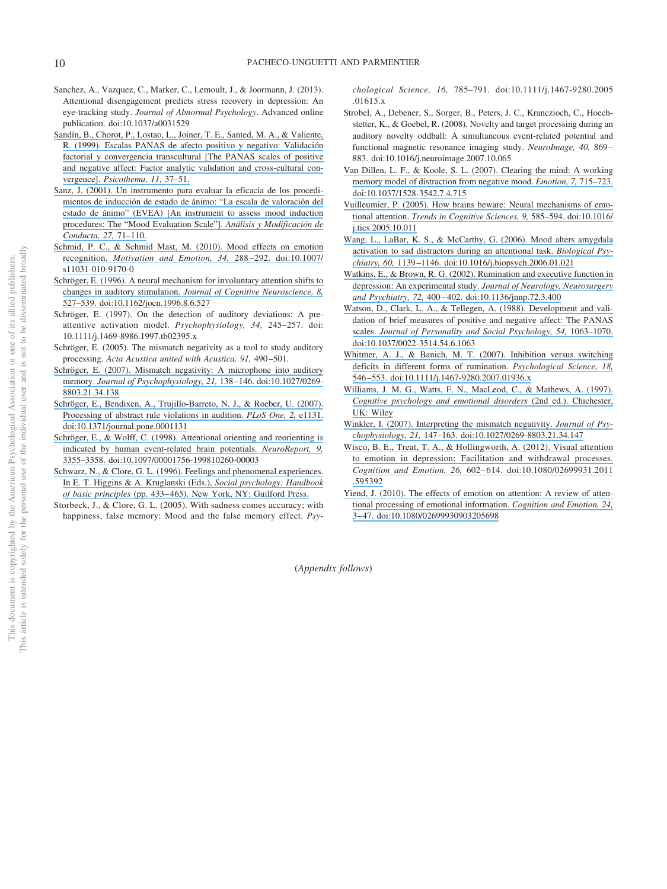Sanchez, A., Vazquez, C., Marker, C., Lemoult, J., & Joormann, J. (2013). Attentional disengagement predicts stress recovery in depression: An eye-tracking study. *Journal of Abnormal Psychology*. Advanced online publication. doi:10.1037/a0031529

Sandín, B., Chorot, P., Lostao, L., Joiner, T. E., Santed, M. A., & Valiente, R. (1999). Escalas PANAS de afecto positivo y negativo: Validación factorial y convergencia transcultural [The PANAS scales of positive and negative affect: Factor analytic validation and cross-cultural convergence]. *Psicothema, 11,* 37–51.

Sanz, J. (2001). Un instrumento para evaluar la eficacia de los procedimientos de inducción de estado de ánimo: "La escala de valoración del estado de ánimo" (EVEA) [An instrument to assess mood induction procedures: The "Mood Evaluation Scale"]. *Análisis y Modificación de Conducta, 27,* 71–110.

Schmid, P. C., & Schmid Mast, M. (2010). Mood effects on emotion recognition. *Motivation and Emotion, 34,* 288–292. doi:10.1007/s11031-010-9170-0

Schröger, E. (1996). A neural mechanism for involuntary attention shifts to changes in auditory stimulation. *Journal of Cognitive Neuroscience, 8,* 527–539. doi:10.1162/jocn.1996.8.6.527

Schröger, E. (1997). On the detection of auditory deviations: A preattentive activation model. *Psychophysiology, 34,* 245–257. doi:10.1111/j.1469-8986.1997.tb02395.x

Schröger, E. (2005). The mismatch negativity as a tool to study auditory processing. *Acta Acustica united with Acustica, 91,* 490–501.

Schröger, E. (2007). Mismatch negativity: A microphone into auditory memory. *Journal of Psychophysiology, 21,* 138–146. doi:10.1027/0269-8803.21.34.138

Schröger, E., Bendixen, A., Trujillo-Barreto, N. J., & Roeber, U. (2007). Processing of abstract rule violations in audition. *PLoS One, 2,* e1131. doi:10.1371/journal.pone.0001131

Schröger, E., & Wolff, C. (1998). Attentional orienting and reorienting is indicated by human event-related brain potentials. *NeuroReport, 9,* 3355–3358. doi:10.1097/00001756-199810260-00003

Schwarz, N., & Clore, G. L. (1996). Feelings and phenomenal experiences. In E. T. Higgins & A. Kruglanski (Eds.), *Social psychology: Handbook of basic principles* (pp. 433–465). New York, NY: Guilford Press.

Storbeck, J., & Clore, G. L. (2005). With sadness comes accuracy; with happiness, false memory: Mood and the false memory effect. *Psychological Science, 16,* 785–791. doi:10.1111/j.1467-9280.2005.01615.x

Strobel, A., Debener, S., Sorger, B., Peters, J. C., Kranczioch, C., Hoechstetter, K., & Goebel, R. (2008). Novelty and target processing during an auditory novelty oddball: A simultaneous event-related potential and functional magnetic resonance imaging study. *NeuroImage, 40,* 869–883. doi:10.1016/j.neuroimage.2007.10.065

Van Dillen, L. F., & Koole, S. L. (2007). Clearing the mind: A working memory model of distraction from negative mood. *Emotion, 7,* 715–723. doi:10.1037/1528-3542.7.4.715

Vuilleumier, P. (2005). How brains beware: Neural mechanisms of emotional attention. *Trends in Cognitive Sciences, 9,* 585–594. doi:10.1016/j.tics.2005.10.011

Wang, L., LaBar, K. S., & McCarthy, G. (2006). Mood alters amygdala activation to sad distractors during an attentional task. *Biological Psychiatry, 60,* 1139–1146. doi:10.1016/j.biopsych.2006.01.021

Watkins, E., & Brown, R. G. (2002). Rumination and executive function in depression: An experimental study. *Journal of Neurology, Neurosurgery and Psychiatry, 72,* 400–402. doi:10.1136/jnnp.72.3.400

Watson, D., Clark, L. A., & Tellegen, A. (1988). Development and validation of brief measures of positive and negative affect: The PANAS scales. *Journal of Personality and Social Psychology, 54,* 1063–1070. doi:10.1037/0022-3514.54.6.1063

Whitmer, A. J., & Banich, M. T. (2007). Inhibition versus switching deficits in different forms of rumination. *Psychological Science, 18,* 546–553. doi:10.1111/j.1467-9280.2007.01936.x

Williams, J. M. G., Watts, F. N., MacLeod, C., & Mathews, A. (1997). *Cognitive psychology and emotional disorders* (2nd ed.). Chichester, UK: Wiley

Winkler, I. (2007). Interpreting the mismatch negativity. *Journal of Psychophysiology, 21,* 147–163. doi:10.1027/0269-8803.21.34.147

Wisco, B. E., Treat, T. A., & Hollingworth, A. (2012). Visual attention to emotion in depression: Facilitation and withdrawal processes. *Cognition and Emotion, 26,* 602–614. doi:10.1080/02699931.2011.595392

Yiend, J. (2010). The effects of emotion on attention: A review of attentional processing of emotional information. *Cognition and Emotion, 24,* 3–47. doi:10.1080/02699930903205698

(*Appendix follows*)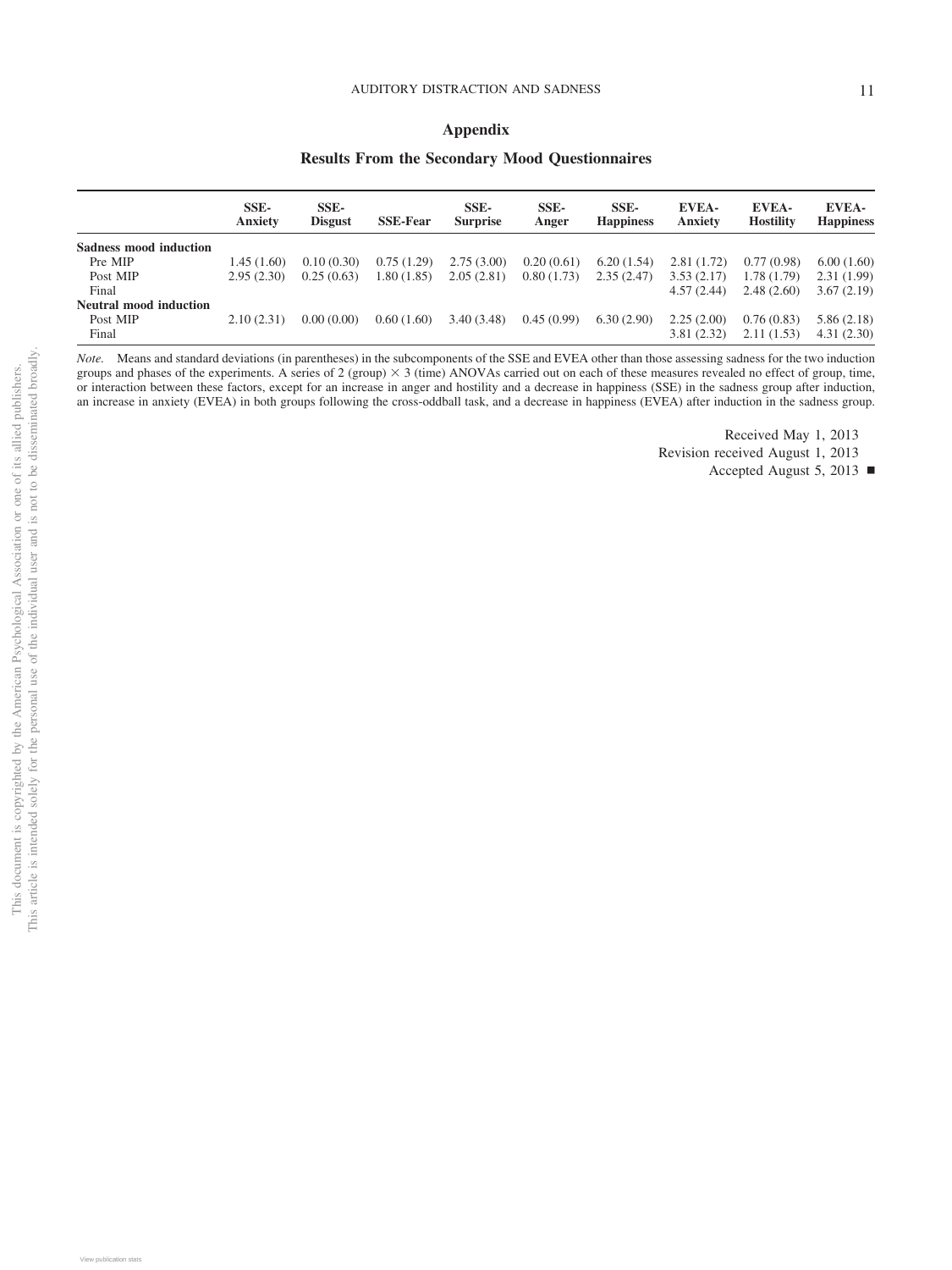## Appendix

### Results From the Secondary Mood Questionnaires

| | SSE-Anxiety | SSE-Disgust | SSE-Fear | SSE-Surprise | SSE-Anger | SSE-Happiness | EVEA-Anxiety | EVEA-Hostility | EVEA-Happiness |
|---|---|---|---|---|---|---|---|---|---|
| **Sadness mood induction** | | | | | | | | | |
| Pre MIP | 1.45 (1.60) | 0.10 (0.30) | 0.75 (1.29) | 2.75 (3.00) | 0.20 (0.61) | 6.20 (1.54) | 2.81 (1.72) | 0.77 (0.98) | 6.00 (1.60) |
| Post MIP | 2.95 (2.30) | 0.25 (0.63) | 1.80 (1.85) | 2.05 (2.81) | 0.80 (1.73) | 2.35 (2.47) | 3.53 (2.17) | 1.78 (1.79) | 2.31 (1.99) |
| Final | | | | | | | 4.57 (2.44) | 2.48 (2.60) | 3.67 (2.19) |
| **Neutral mood induction** | | | | | | | | | |
| Post MIP | 2.10 (2.31) | 0.00 (0.00) | 0.60 (1.60) | 3.40 (3.48) | 0.45 (0.99) | 6.30 (2.90) | 2.25 (2.00) | 0.76 (0.83) | 5.86 (2.18) |
| Final | | | | | | | 3.81 (2.32) | 2.11 (1.53) | 4.31 (2.30) |

*Note.* Means and standard deviations (in parentheses) in the subcomponents of the SSE and EVEA other than those assessing sadness for the two induction groups and phases of the experiments. A series of 2 (group) $\times$ 3 (time) ANOVAs carried out on each of these measures revealed no effect of group, time, or interaction between these factors, except for an increase in anger and hostility and a decrease in happiness (SSE) in the sadness group after induction, an increase in anxiety (EVEA) in both groups following the cross-oddball task, and a decrease in happiness (EVEA) after induction in the sadness group.

Received May 1, 2013
Revision received August 1, 2013
Accepted August 5, 2013 ■